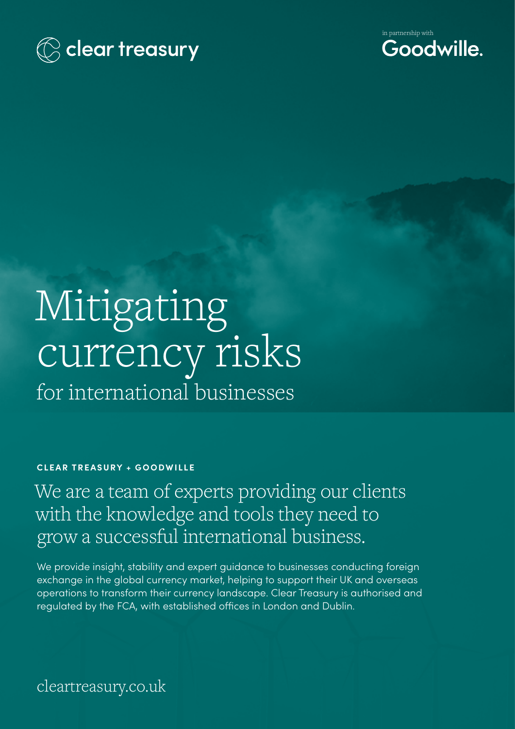clear treasury

in partnership with

Goodwille.

# Mitigating currency risks

## for international businesses

**CLEAR TREASURY + GOODWILLE**

We are a team of experts providing our clients with the knowledge and tools they need to grow a successful international business.

We provide insight, stability and expert guidance to businesses conducting foreign exchange in the global currency market, helping to support their UK and overseas operations to transform their currency landscape. Clear Treasury is authorised and regulated by the FCA, with established offices in London and Dublin.

cleartreasury.co.uk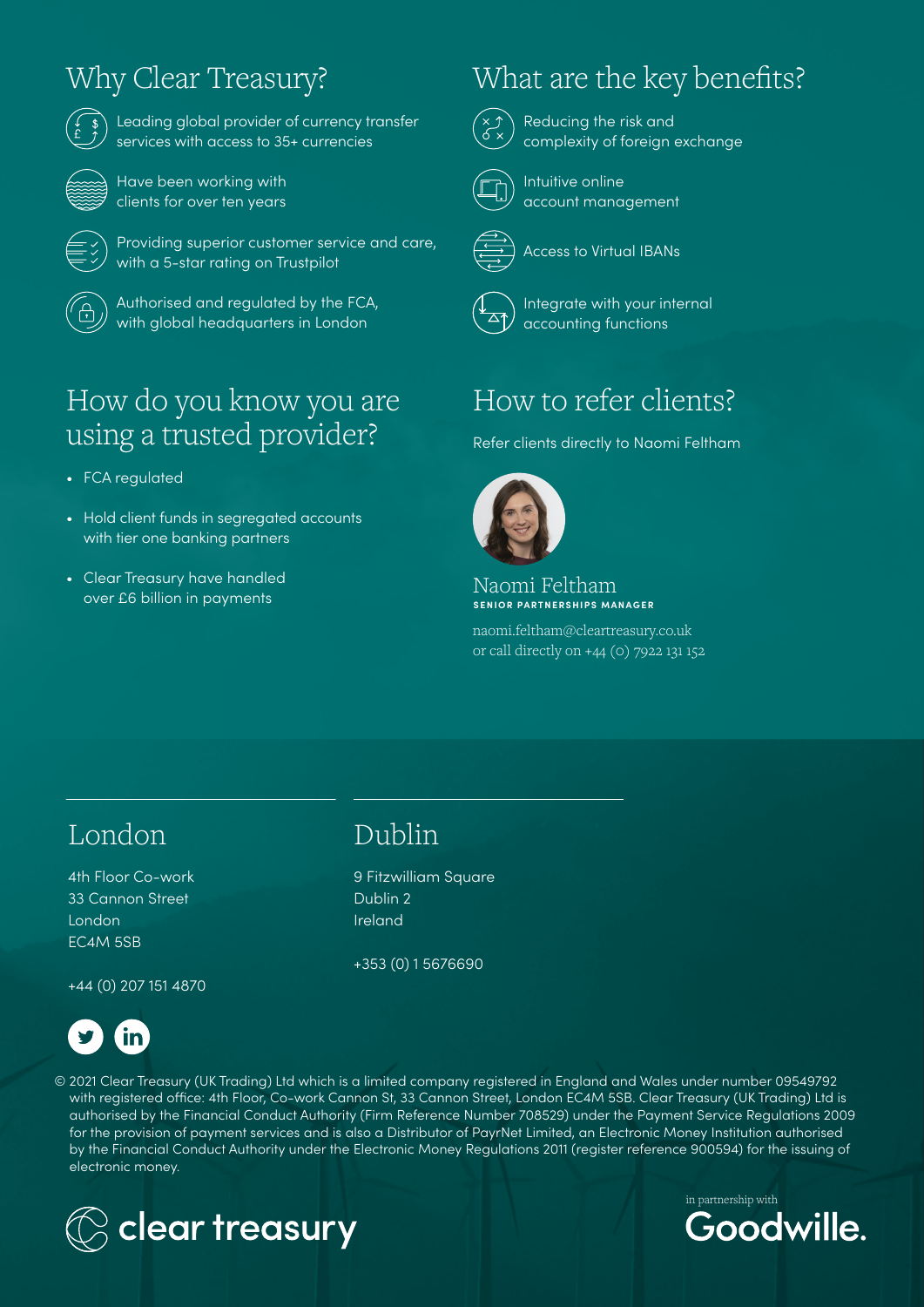## Why Clear Treasury?

- Leading global provider of currency transfer services with access to 35+ currencies
- Have been working with clients for over ten years
- Providing superior customer service and care, with a 5-star rating on Trustpilot
- Authorised and regulated by the FCA, with global headquarters in London

## What are the key benefits?

- Reducing the risk and complexity of foreign exchange
- Intuitive online account management
- Access to Virtual IBANs
- Integrate with your internal accounting functions

## How do you know you are using a trusted provider?

- FCA regulated
- Hold client funds in segregated accounts with tier one banking partners
- Clear Treasury have handled over £6 billion in payments

## How to refer clients?

Refer clients directly to Naomi Feltham

Naomi Feltham
**SENIOR PARTNERSHIPS MANAGER**

naomi.feltham@cleartreasury.co.uk
or call directly on +44 (0) 7922 131 152

## London

4th Floor Co-work
33 Cannon Street
London
EC4M 5SB

+44 (0) 207 151 4870

## Dublin

9 Fitzwilliam Square
Dublin 2
Ireland

+353 (0) 1 5676690

© 2021 Clear Treasury (UK Trading) Ltd which is a limited company registered in England and Wales under number 09549792 with registered office: 4th Floor, Co-work Cannon St, 33 Cannon Street, London EC4M 5SB. Clear Treasury (UK Trading) Ltd is authorised by the Financial Conduct Authority (Firm Reference Number 708529) under the Payment Service Regulations 2009 for the provision of payment services and is also a Distributor of PayrNet Limited, an Electronic Money Institution authorised by the Financial Conduct Authority under the Electronic Money Regulations 2011 (register reference 900594) for the issuing of electronic money.

clear treasury

in partnership with
Goodwille.